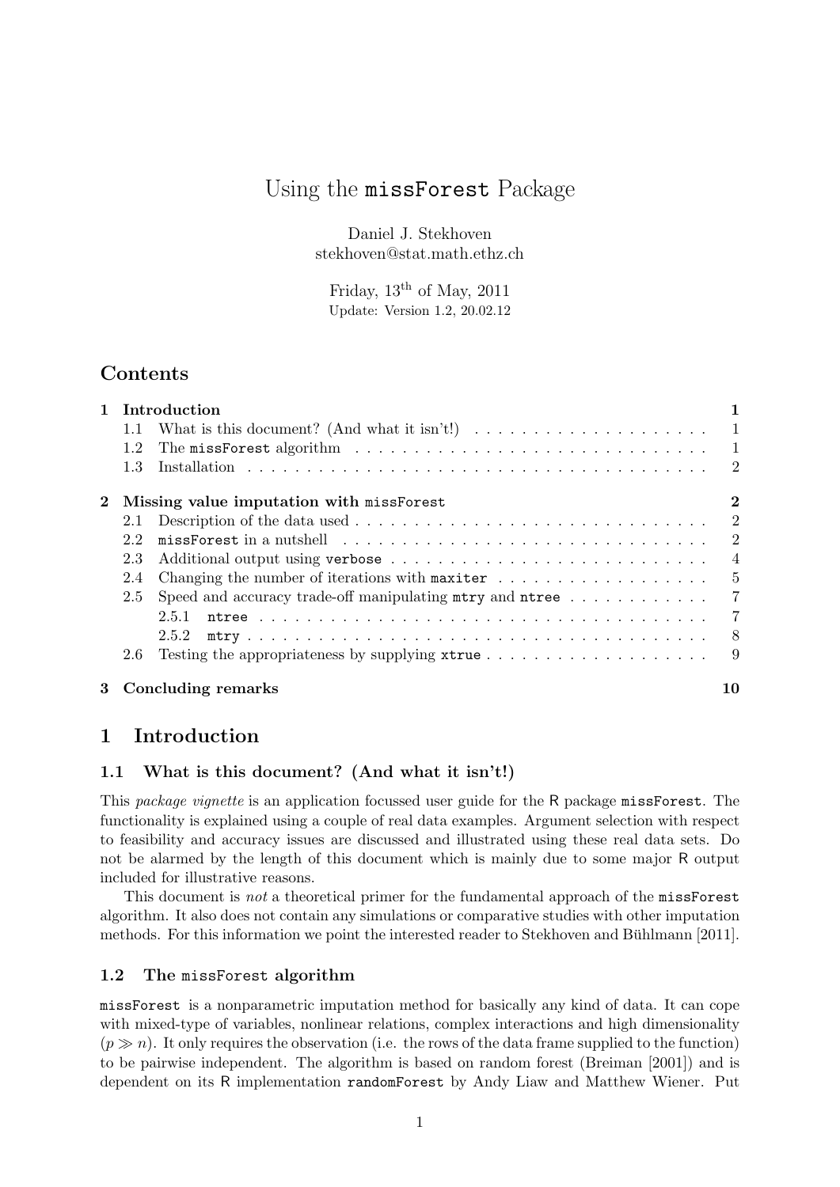# Using the `missForest` Package

Daniel J. Stekhoven
stekhoven@stat.math.ethz.ch

Friday, 13th of May, 2011
Update: Version 1.2, 20.02.12

## Contents

| | | |
|---|---|---|
| **1** | **Introduction** | **1** |
| 1.1 | What is this document? (And what it isn't!) | 1 |
| 1.2 | The `missForest` algorithm | 1 |
| 1.3 | Installation | 2 |
| **2** | **Missing value imputation with `missForest`** | **2** |
| 2.1 | Description of the data used | 2 |
| 2.2 | `missForest` in a nutshell | 2 |
| 2.3 | Additional output using `verbose` | 4 |
| 2.4 | Changing the number of iterations with `maxiter` | 5 |
| 2.5 | Speed and accuracy trade-off manipulating `mtry` and `ntree` | 7 |
| 2.5.1 | `ntree` | 7 |
| 2.5.2 | `mtry` | 8 |
| 2.6 | Testing the appropriateness by supplying `xtrue` | 9 |
| **3** | **Concluding remarks** | **10** |

## 1 Introduction

### 1.1 What is this document? (And what it isn't!)

This *package vignette* is an application focussed user guide for the R package `missForest`. The functionality is explained using a couple of real data examples. Argument selection with respect to feasibility and accuracy issues are discussed and illustrated using these real data sets. Do not be alarmed by the length of this document which is mainly due to some major R output included for illustrative reasons.

This document is *not* a theoretical primer for the fundamental approach of the `missForest` algorithm. It also does not contain any simulations or comparative studies with other imputation methods. For this information we point the interested reader to Stekhoven and Bühlmann [2011].

### 1.2 The `missForest` algorithm

`missForest` is a nonparametric imputation method for basically any kind of data. It can cope with mixed-type of variables, nonlinear relations, complex interactions and high dimensionality ($p \gg n$). It only requires the observation (i.e. the rows of the data frame supplied to the function) to be pairwise independent. The algorithm is based on random forest (Breiman [2001]) and is dependent on its R implementation `randomForest` by Andy Liaw and Matthew Wiener. Put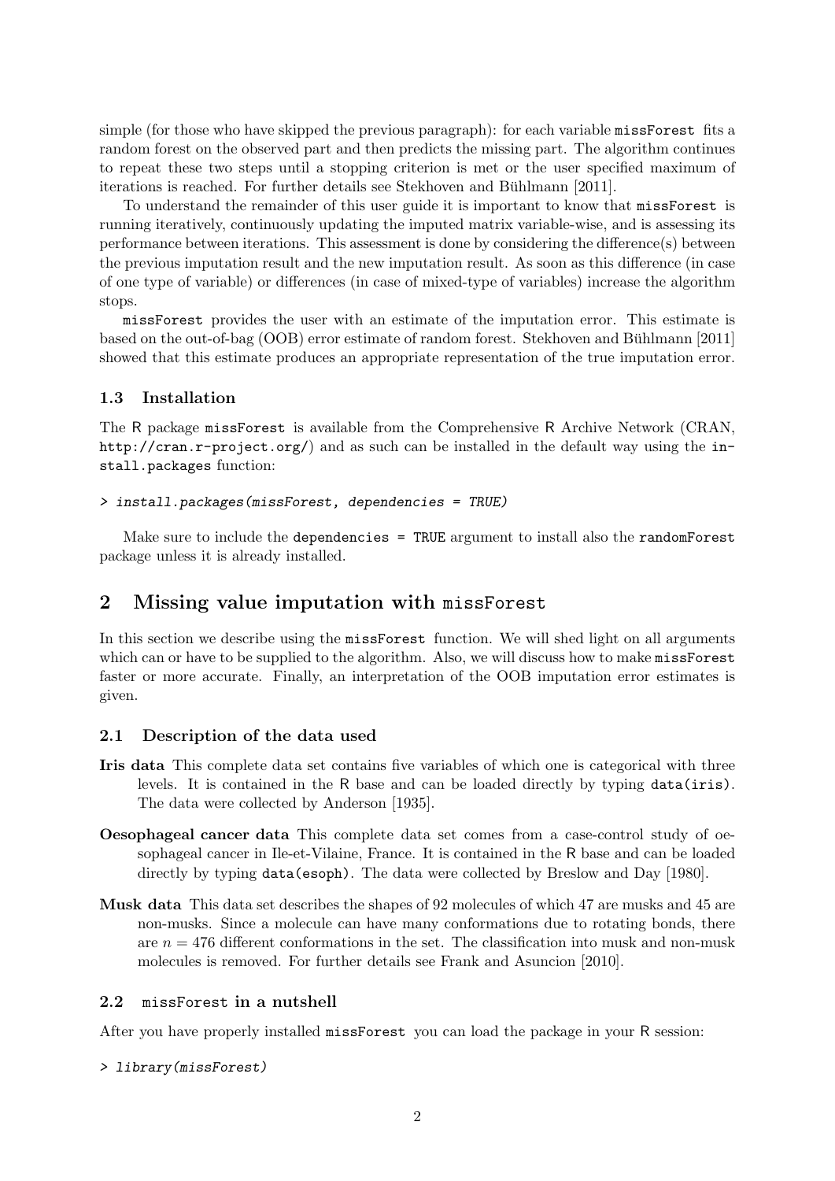simple (for those who have skipped the previous paragraph): for each variable `missForest` fits a random forest on the observed part and then predicts the missing part. The algorithm continues to repeat these two steps until a stopping criterion is met or the user specified maximum of iterations is reached. For further details see Stekhoven and Bühlmann [2011].

To understand the remainder of this user guide it is important to know that `missForest` is running iteratively, continuously updating the imputed matrix variable-wise, and is assessing its performance between iterations. This assessment is done by considering the difference(s) between the previous imputation result and the new imputation result. As soon as this difference (in case of one type of variable) or differences (in case of mixed-type of variables) increase the algorithm stops.

`missForest` provides the user with an estimate of the imputation error. This estimate is based on the out-of-bag (OOB) error estimate of random forest. Stekhoven and Bühlmann [2011] showed that this estimate produces an appropriate representation of the true imputation error.

### 1.3 Installation

The R package `missForest` is available from the Comprehensive R Archive Network (CRAN, `http://cran.r-project.org/`) and as such can be installed in the default way using the `install.packages` function:

```
> install.packages(missForest, dependencies = TRUE)
```

Make sure to include the `dependencies = TRUE` argument to install also the `randomForest` package unless it is already installed.

## 2 Missing value imputation with `missForest`

In this section we describe using the `missForest` function. We will shed light on all arguments which can or have to be supplied to the algorithm. Also, we will discuss how to make `missForest` faster or more accurate. Finally, an interpretation of the OOB imputation error estimates is given.

### 2.1 Description of the data used

**Iris data** This complete data set contains five variables of which one is categorical with three levels. It is contained in the R base and can be loaded directly by typing `data(iris)`. The data were collected by Anderson [1935].

**Oesophageal cancer data** This complete data set comes from a case-control study of oesophageal cancer in Ile-et-Vilaine, France. It is contained in the R base and can be loaded directly by typing `data(esoph)`. The data were collected by Breslow and Day [1980].

**Musk data** This data set describes the shapes of 92 molecules of which 47 are musks and 45 are non-musks. Since a molecule can have many conformations due to rotating bonds, there are $n = 476$ different conformations in the set. The classification into musk and non-musk molecules is removed. For further details see Frank and Asuncion [2010].

### 2.2 `missForest` in a nutshell

After you have properly installed `missForest` you can load the package in your R session:

```
> library(missForest)
```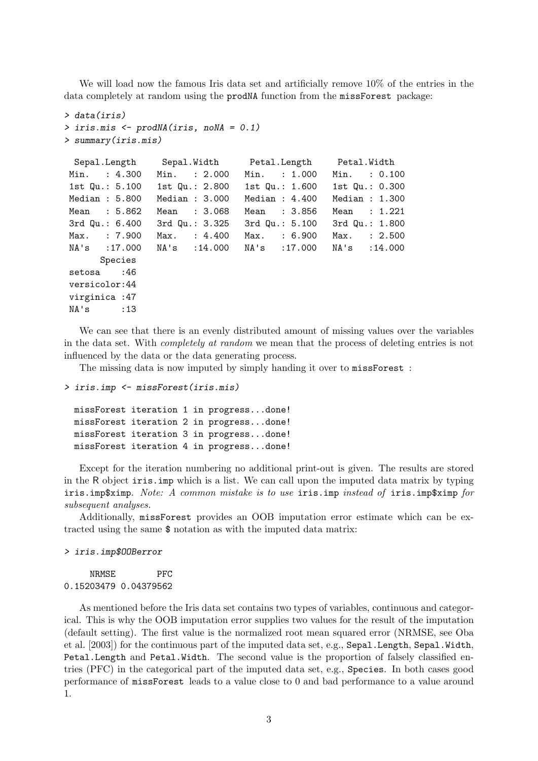We will load now the famous Iris data set and artificially remove 10% of the entries in the data completely at random using the `prodNA` function from the `missForest` package:

```
> data(iris)
> iris.mis <- prodNA(iris, noNA = 0.1)
> summary(iris.mis)

  Sepal.Length     Sepal.Width      Petal.Length     Petal.Width   
 Min.   : 4.300   Min.   : 2.000   Min.   : 1.000   Min.   : 0.100  
 1st Qu.: 5.100   1st Qu.: 2.800   1st Qu.: 1.600   1st Qu.: 0.300  
 Median : 5.800   Median : 3.000   Median : 4.400   Median : 1.300  
 Mean   : 5.862   Mean   : 3.068   Mean   : 3.856   Mean   : 1.221  
 3rd Qu.: 6.400   3rd Qu.: 3.325   3rd Qu.: 5.100   3rd Qu.: 1.800  
 Max.   : 7.900   Max.   : 4.400   Max.   : 6.900   Max.   : 2.500  
 NA's   :17.000   NA's   :14.000   NA's   :17.000   NA's   :14.000  
       Species  
 setosa    :46  
 versicolor:44  
 virginica :47  
 NA's      :13  
```

We can see that there is an evenly distributed amount of missing values over the variables in the data set. With *completely at random* we mean that the process of deleting entries is not influenced by the data or the data generating process.

The missing data is now imputed by simply handing it over to `missForest` :

```
> iris.imp <- missForest(iris.mis)

  missForest iteration 1 in progress...done!
  missForest iteration 2 in progress...done!
  missForest iteration 3 in progress...done!
  missForest iteration 4 in progress...done!
```

Except for the iteration numbering no additional print-out is given. The results are stored in the R object `iris.imp` which is a list. We can call upon the imputed data matrix by typing `iris.imp$ximp`. *Note: A common mistake is to use* `iris.imp` *instead of* `iris.imp$ximp` *for subsequent analyses.*

Additionally, `missForest` provides an OOB imputation error estimate which can be extracted using the same `$` notation as with the imputed data matrix:

```
> iris.imp$OOBerror

     NRMSE        PFC 
0.15203479 0.04379562 
```

As mentioned before the Iris data set contains two types of variables, continuous and categorical. This is why the OOB imputation error supplies two values for the result of the imputation (default setting). The first value is the normalized root mean squared error (NRMSE, see Oba et al. [2003]) for the continuous part of the imputed data set, e.g., `Sepal.Length`, `Sepal.Width`, `Petal.Length` and `Petal.Width`. The second value is the proportion of falsely classified entries (PFC) in the categorical part of the imputed data set, e.g., `Species`. In both cases good performance of `missForest` leads to a value close to 0 and bad performance to a value around 1.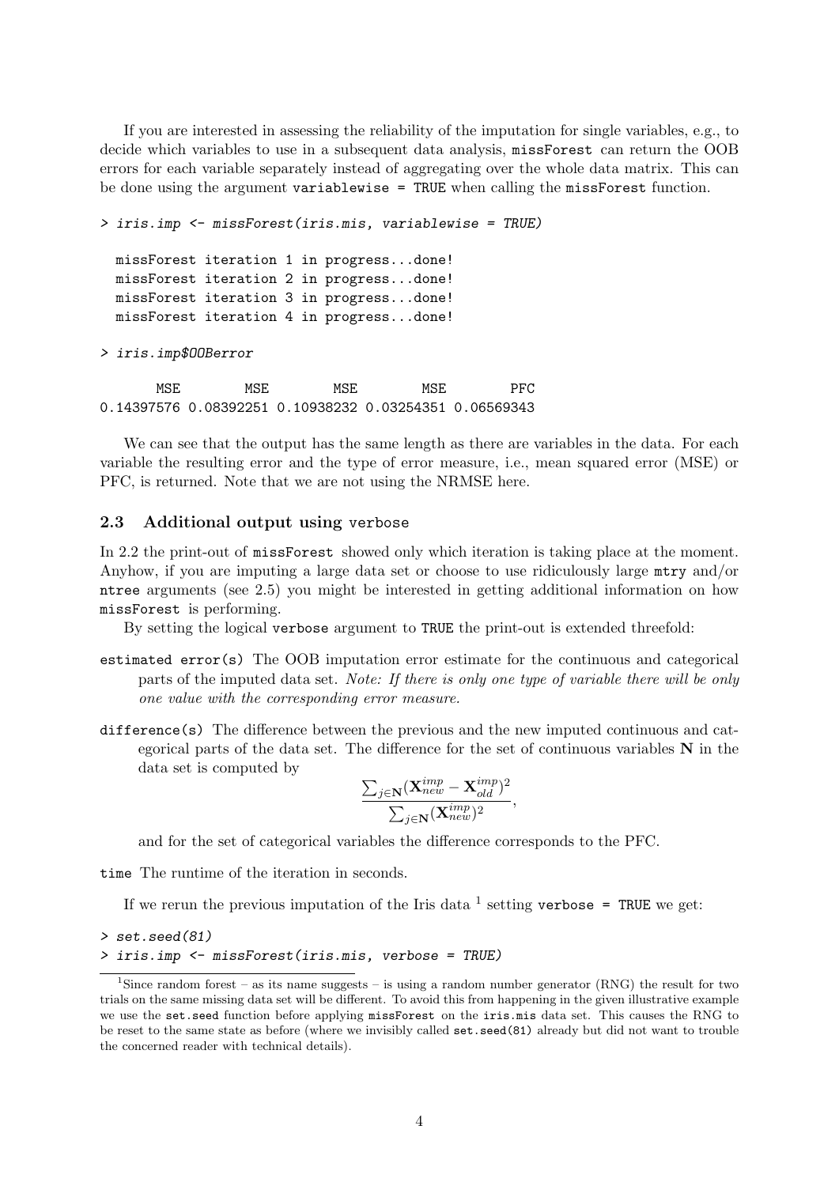If you are interested in assessing the reliability of the imputation for single variables, e.g., to decide which variables to use in a subsequent data analysis, missForest can return the OOB errors for each variable separately instead of aggregating over the whole data matrix. This can be done using the argument variablewise = TRUE when calling the missForest function.

```
> iris.imp <- missForest(iris.mis, variablewise = TRUE)

  missForest iteration 1 in progress...done!
  missForest iteration 2 in progress...done!
  missForest iteration 3 in progress...done!
  missForest iteration 4 in progress...done!

> iris.imp$OOBerror

       MSE        MSE        MSE        MSE        PFC
0.14397576 0.08392251 0.10938232 0.03254351 0.06569343
```

We can see that the output has the same length as there are variables in the data. For each variable the resulting error and the type of error measure, i.e., mean squared error (MSE) or PFC, is returned. Note that we are not using the NRMSE here.

### 2.3 Additional output using verbose

In 2.2 the print-out of missForest showed only which iteration is taking place at the moment. Anyhow, if you are imputing a large data set or choose to use ridiculously large mtry and/or ntree arguments (see 2.5) you might be interested in getting additional information on how missForest is performing.

By setting the logical verbose argument to TRUE the print-out is extended threefold:

- estimated error(s) The OOB imputation error estimate for the continuous and categorical parts of the imputed data set. *Note: If there is only one type of variable there will be only one value with the corresponding error measure.*
- difference(s) The difference between the previous and the new imputed continuous and categorical parts of the data set. The difference for the set of continuous variables $\mathbf{N}$ in the data set is computed by

$$\frac{\sum_{j\in\mathbf{N}}(\mathbf{X}^{imp}_{new} - \mathbf{X}^{imp}_{old})^2}{\sum_{j\in\mathbf{N}}(\mathbf{X}^{imp}_{new})^2},$$

  and for the set of categorical variables the difference corresponds to the PFC.
- time The runtime of the iteration in seconds.

If we rerun the previous imputation of the Iris data [1] setting verbose = TRUE we get:

```
> set.seed(81)
> iris.imp <- missForest(iris.mis, verbose = TRUE)
```

[1] Since random forest – as its name suggests – is using a random number generator (RNG) the result for two trials on the same missing data set will be different. To avoid this from happening in the given illustrative example we use the set.seed function before applying missForest on the iris.mis data set. This causes the RNG to be reset to the same state as before (where we invisibly called set.seed(81) already but did not want to trouble the concerned reader with technical details).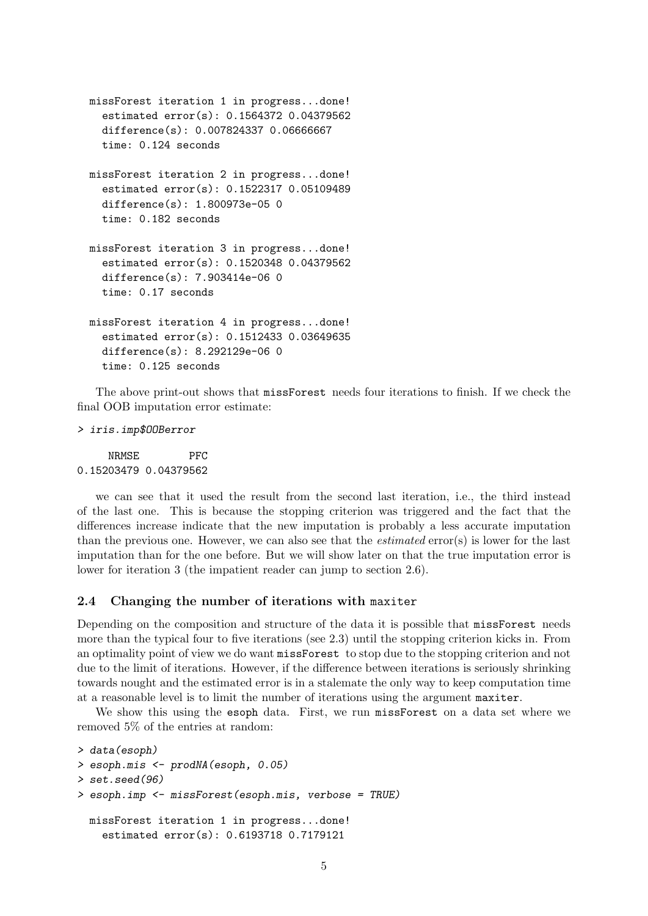```
  missForest iteration 1 in progress...done!
    estimated error(s): 0.1564372 0.04379562
    difference(s): 0.007824337 0.06666667
    time: 0.124 seconds

  missForest iteration 2 in progress...done!
    estimated error(s): 0.1522317 0.05109489
    difference(s): 1.800973e-05 0
    time: 0.182 seconds

  missForest iteration 3 in progress...done!
    estimated error(s): 0.1520348 0.04379562
    difference(s): 7.903414e-06 0
    time: 0.17 seconds

  missForest iteration 4 in progress...done!
    estimated error(s): 0.1512433 0.03649635
    difference(s): 8.292129e-06 0
    time: 0.125 seconds
```

The above print-out shows that `missForest` needs four iterations to finish. If we check the final OOB imputation error estimate:

```
> iris.imp$OOBerror

     NRMSE        PFC
0.15203479 0.04379562
```

we can see that it used the result from the second last iteration, i.e., the third instead of the last one. This is because the stopping criterion was triggered and the fact that the differences increase indicate that the new imputation is probably a less accurate imputation than the previous one. However, we can also see that the *estimated* error(s) is lower for the last imputation than for the one before. But we will show later on that the true imputation error is lower for iteration 3 (the impatient reader can jump to section 2.6).

### 2.4 Changing the number of iterations with `maxiter`

Depending on the composition and structure of the data it is possible that `missForest` needs more than the typical four to five iterations (see 2.3) until the stopping criterion kicks in. From an optimality point of view we do want `missForest` to stop due to the stopping criterion and not due to the limit of iterations. However, if the difference between iterations is seriously shrinking towards nought and the estimated error is in a stalemate the only way to keep computation time at a reasonable level is to limit the number of iterations using the argument `maxiter`.

We show this using the `esoph` data. First, we run `missForest` on a data set where we removed 5% of the entries at random:

```
> data(esoph)
> esoph.mis <- prodNA(esoph, 0.05)
> set.seed(96)
> esoph.imp <- missForest(esoph.mis, verbose = TRUE)

  missForest iteration 1 in progress...done!
    estimated error(s): 0.6193718 0.7179121
```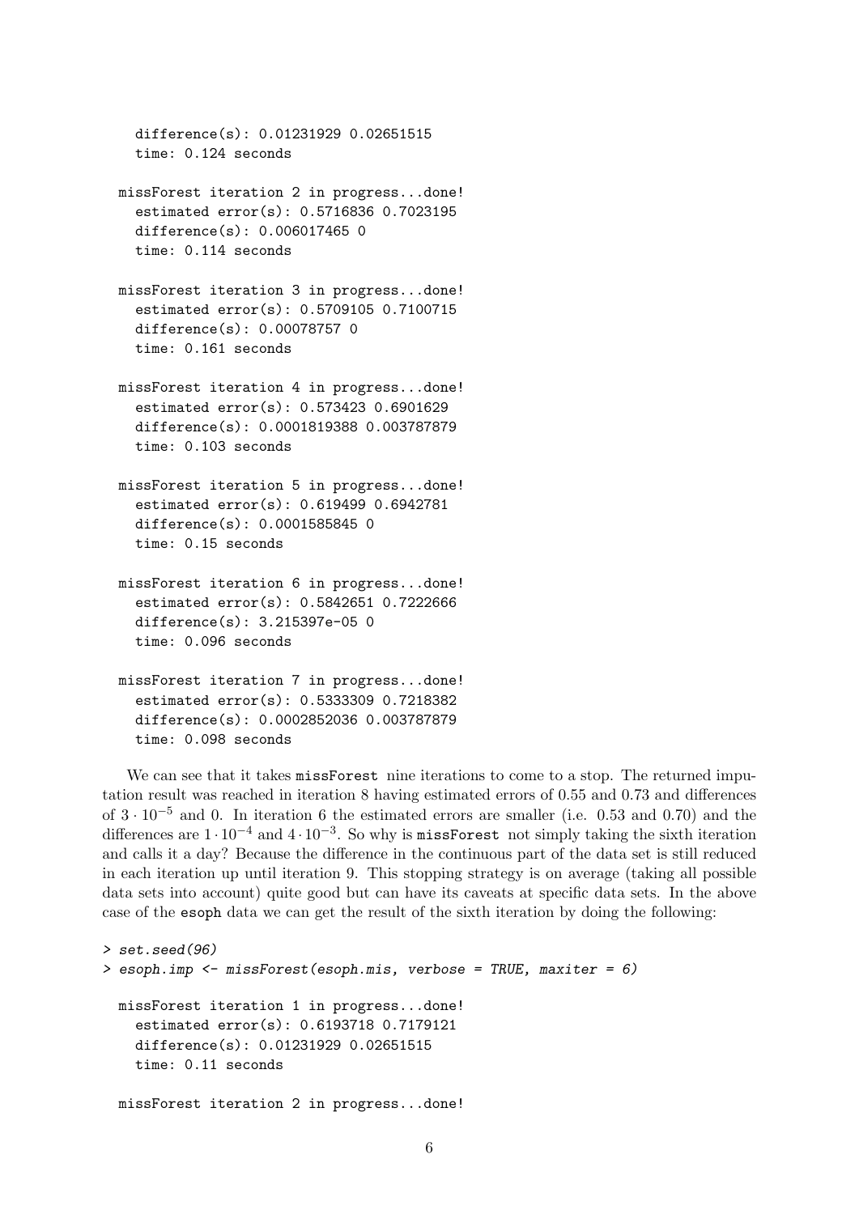```
    difference(s): 0.01231929 0.02651515
    time: 0.124 seconds

  missForest iteration 2 in progress...done!
    estimated error(s): 0.5716836 0.7023195
    difference(s): 0.006017465 0
    time: 0.114 seconds

  missForest iteration 3 in progress...done!
    estimated error(s): 0.5709105 0.7100715
    difference(s): 0.00078757 0
    time: 0.161 seconds

  missForest iteration 4 in progress...done!
    estimated error(s): 0.573423 0.6901629
    difference(s): 0.0001819388 0.003787879
    time: 0.103 seconds

  missForest iteration 5 in progress...done!
    estimated error(s): 0.619499 0.6942781
    difference(s): 0.0001585845 0
    time: 0.15 seconds

  missForest iteration 6 in progress...done!
    estimated error(s): 0.5842651 0.7222666
    difference(s): 3.215397e-05 0
    time: 0.096 seconds

  missForest iteration 7 in progress...done!
    estimated error(s): 0.5333309 0.7218382
    difference(s): 0.0002852036 0.003787879
    time: 0.098 seconds
```

We can see that it takes `missForest` nine iterations to come to a stop. The returned imputation result was reached in iteration 8 having estimated errors of 0.55 and 0.73 and differences of $3 \cdot 10^{-5}$ and 0. In iteration 6 the estimated errors are smaller (i.e. 0.53 and 0.70) and the differences are $1 \cdot 10^{-4}$ and $4 \cdot 10^{-3}$. So why is `missForest` not simply taking the sixth iteration and calls it a day? Because the difference in the continuous part of the data set is still reduced in each iteration up until iteration 9. This stopping strategy is on average (taking all possible data sets into account) quite good but can have its caveats at specific data sets. In the above case of the `esoph` data we can get the result of the sixth iteration by doing the following:

```
> set.seed(96)
> esoph.imp <- missForest(esoph.mis, verbose = TRUE, maxiter = 6)

  missForest iteration 1 in progress...done!
    estimated error(s): 0.6193718 0.7179121
    difference(s): 0.01231929 0.02651515
    time: 0.11 seconds

  missForest iteration 2 in progress...done!
```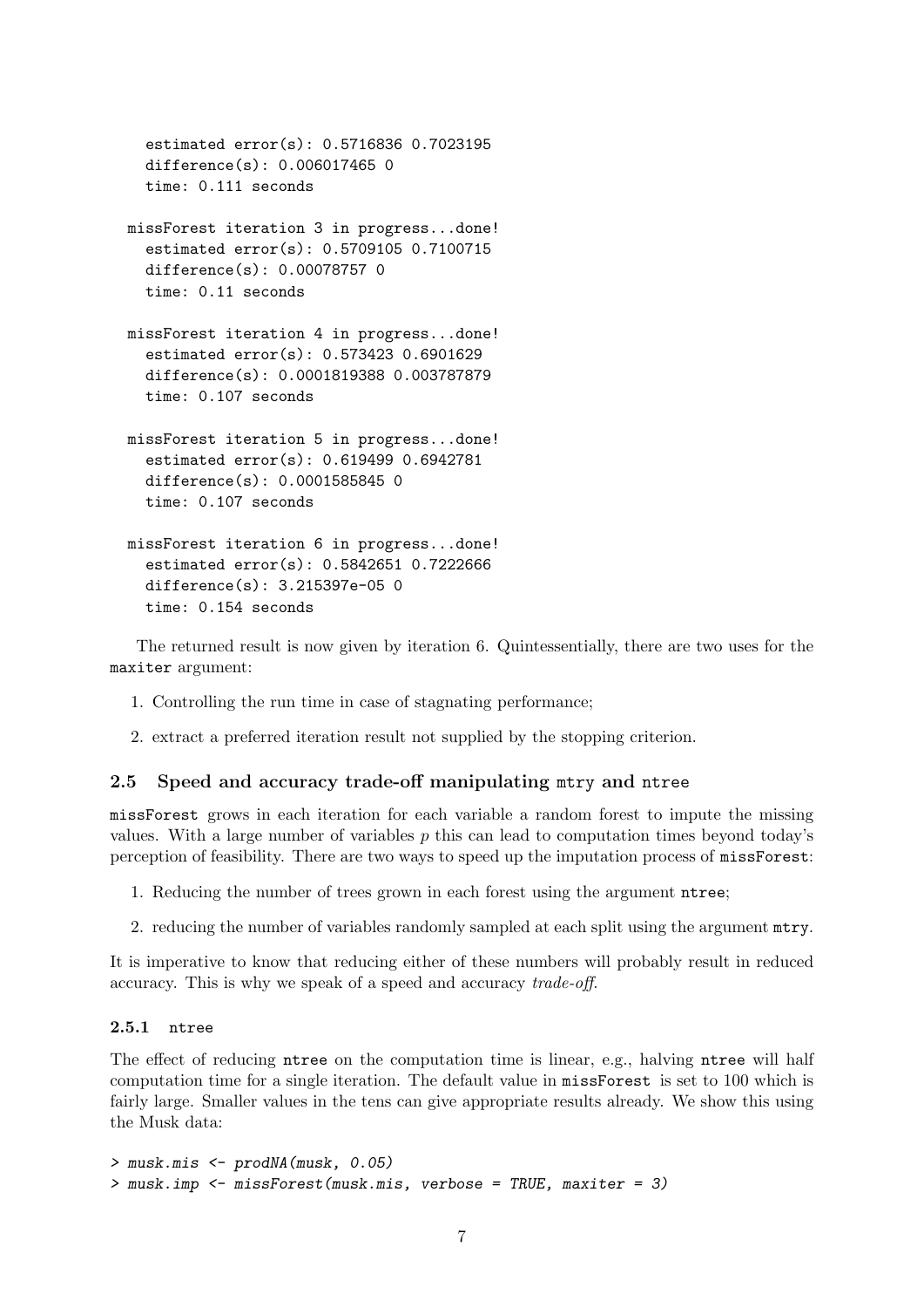```
    estimated error(s): 0.5716836 0.7023195
    difference(s): 0.006017465 0
    time: 0.111 seconds

  missForest iteration 3 in progress...done!
    estimated error(s): 0.5709105 0.7100715
    difference(s): 0.00078757 0
    time: 0.11 seconds

  missForest iteration 4 in progress...done!
    estimated error(s): 0.573423 0.6901629
    difference(s): 0.0001819388 0.003787879
    time: 0.107 seconds

  missForest iteration 5 in progress...done!
    estimated error(s): 0.619499 0.6942781
    difference(s): 0.0001585845 0
    time: 0.107 seconds

  missForest iteration 6 in progress...done!
    estimated error(s): 0.5842651 0.7222666
    difference(s): 3.215397e-05 0
    time: 0.154 seconds
```

The returned result is now given by iteration 6. Quintessentially, there are two uses for the `maxiter` argument:

1. Controlling the run time in case of stagnating performance;
2. extract a preferred iteration result not supplied by the stopping criterion.

### 2.5 Speed and accuracy trade-off manipulating `mtry` and `ntree`

`missForest` grows in each iteration for each variable a random forest to impute the missing values. With a large number of variables $p$ this can lead to computation times beyond today's perception of feasibility. There are two ways to speed up the imputation process of `missForest`:

1. Reducing the number of trees grown in each forest using the argument `ntree`;
2. reducing the number of variables randomly sampled at each split using the argument `mtry`.

It is imperative to know that reducing either of these numbers will probably result in reduced accuracy. This is why we speak of a speed and accuracy *trade-off*.

#### 2.5.1 `ntree`

The effect of reducing `ntree` on the computation time is linear, e.g., halving `ntree` will half computation time for a single iteration. The default value in `missForest` is set to 100 which is fairly large. Smaller values in the tens can give appropriate results already. We show this using the Musk data:

```
> musk.mis <- prodNA(musk, 0.05)
> musk.imp <- missForest(musk.mis, verbose = TRUE, maxiter = 3)
```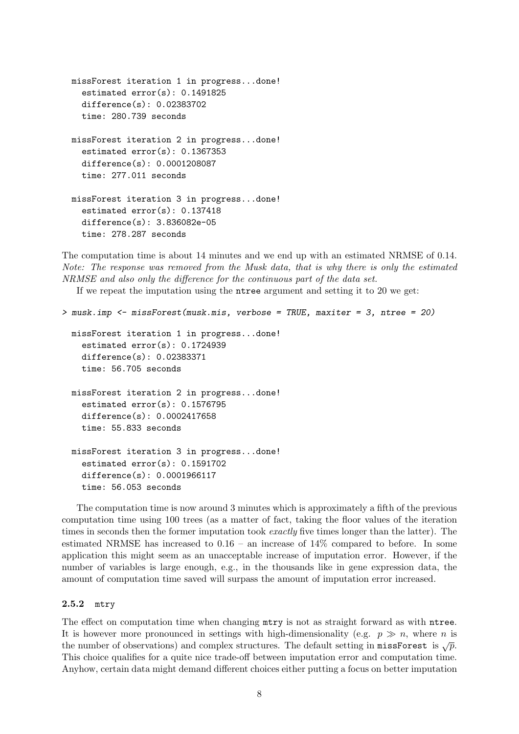```
  missForest iteration 1 in progress...done!
    estimated error(s): 0.1491825
    difference(s): 0.02383702
    time: 280.739 seconds

  missForest iteration 2 in progress...done!
    estimated error(s): 0.1367353
    difference(s): 0.0001208087
    time: 277.011 seconds

  missForest iteration 3 in progress...done!
    estimated error(s): 0.137418
    difference(s): 3.836082e-05
    time: 278.287 seconds
```

The computation time is about 14 minutes and we end up with an estimated NRMSE of 0.14. *Note: The response was removed from the Musk data, that is why there is only the estimated NRMSE and also only the difference for the continuous part of the data set.*

If we repeat the imputation using the `ntree` argument and setting it to 20 we get:

```
> musk.imp <- missForest(musk.mis, verbose = TRUE, maxiter = 3, ntree = 20)

  missForest iteration 1 in progress...done!
    estimated error(s): 0.1724939
    difference(s): 0.02383371
    time: 56.705 seconds

  missForest iteration 2 in progress...done!
    estimated error(s): 0.1576795
    difference(s): 0.0002417658
    time: 55.833 seconds

  missForest iteration 3 in progress...done!
    estimated error(s): 0.1591702
    difference(s): 0.0001966117
    time: 56.053 seconds
```

The computation time is now around 3 minutes which is approximately a fifth of the previous computation time using 100 trees (as a matter of fact, taking the floor values of the iteration times in seconds then the former imputation took *exactly* five times longer than the latter). The estimated NRMSE has increased to 0.16 – an increase of 14% compared to before. In some application this might seem as an unacceptable increase of imputation error. However, if the number of variables is large enough, e.g., in the thousands like in gene expression data, the amount of computation time saved will surpass the amount of imputation error increased.

### 2.5.2 `mtry`

The effect on computation time when changing `mtry` is not as straight forward as with `ntree`. It is however more pronounced in settings with high-dimensionality (e.g. $p \gg n$, where $n$ is the number of observations) and complex structures. The default setting in `missForest` is $\sqrt{p}$. This choice qualifies for a quite nice trade-off between imputation error and computation time. Anyhow, certain data might demand different choices either putting a focus on better imputation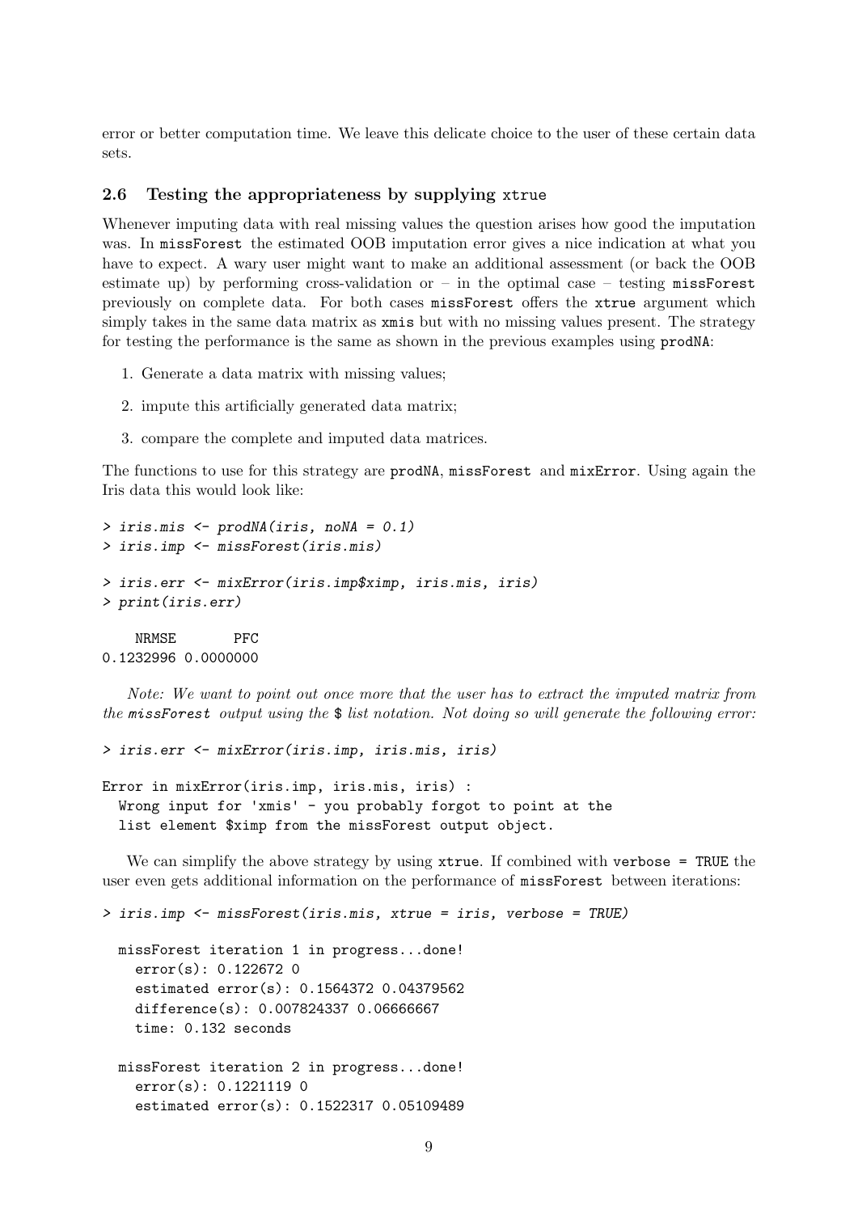error or better computation time. We leave this delicate choice to the user of these certain data sets.

### 2.6 Testing the appropriateness by supplying `xtrue`

Whenever imputing data with real missing values the question arises how good the imputation was. In `missForest` the estimated OOB imputation error gives a nice indication at what you have to expect. A wary user might want to make an additional assessment (or back the OOB estimate up) by performing cross-validation or – in the optimal case – testing `missForest` previously on complete data. For both cases `missForest` offers the `xtrue` argument which simply takes in the same data matrix as `xmis` but with no missing values present. The strategy for testing the performance is the same as shown in the previous examples using `prodNA`:

1. Generate a data matrix with missing values;
2. impute this artificially generated data matrix;
3. compare the complete and imputed data matrices.

The functions to use for this strategy are `prodNA`, `missForest` and `mixError`. Using again the Iris data this would look like:

```
> iris.mis <- prodNA(iris, noNA = 0.1)
> iris.imp <- missForest(iris.mis)

> iris.err <- mixError(iris.imp$ximp, iris.mis, iris)
> print(iris.err)

    NRMSE       PFC
0.1232996 0.0000000
```

*Note: We want to point out once more that the user has to extract the imputed matrix from the `missForest` output using the `$` list notation. Not doing so will generate the following error:*

```
> iris.err <- mixError(iris.imp, iris.mis, iris)

Error in mixError(iris.imp, iris.mis, iris) :
  Wrong input for 'xmis' - you probably forgot to point at the
  list element $ximp from the missForest output object.
```

We can simplify the above strategy by using `xtrue`. If combined with `verbose = TRUE` the user even gets additional information on the performance of `missForest` between iterations:

```
> iris.imp <- missForest(iris.mis, xtrue = iris, verbose = TRUE)

  missForest iteration 1 in progress...done!
    error(s): 0.122672 0
    estimated error(s): 0.1564372 0.04379562
    difference(s): 0.007824337 0.06666667
    time: 0.132 seconds

  missForest iteration 2 in progress...done!
    error(s): 0.1221119 0
    estimated error(s): 0.1522317 0.05109489
```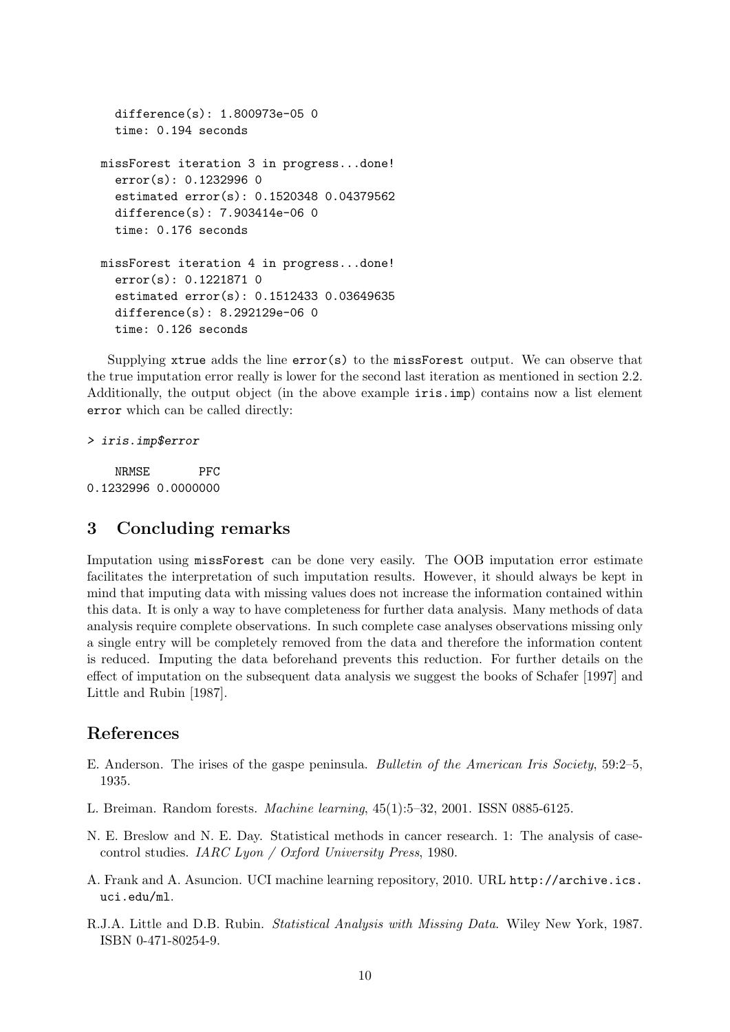```
    difference(s): 1.800973e-05 0
    time: 0.194 seconds

  missForest iteration 3 in progress...done!
    error(s): 0.1232996 0
    estimated error(s): 0.1520348 0.04379562
    difference(s): 7.903414e-06 0
    time: 0.176 seconds

  missForest iteration 4 in progress...done!
    error(s): 0.1221871 0
    estimated error(s): 0.1512433 0.03649635
    difference(s): 8.292129e-06 0
    time: 0.126 seconds
```

Supplying `xtrue` adds the line `error(s)` to the `missForest` output. We can observe that the true imputation error really is lower for the second last iteration as mentioned in section 2.2. Additionally, the output object (in the above example `iris.imp`) contains now a list element `error` which can be called directly:

```
> iris.imp$error

    NRMSE       PFC
0.1232996 0.0000000
```

## 3 Concluding remarks

Imputation using `missForest` can be done very easily. The OOB imputation error estimate facilitates the interpretation of such imputation results. However, it should always be kept in mind that imputing data with missing values does not increase the information contained within this data. It is only a way to have completeness for further data analysis. Many methods of data analysis require complete observations. In such complete case analyses observations missing only a single entry will be completely removed from the data and therefore the information content is reduced. Imputing the data beforehand prevents this reduction. For further details on the effect of imputation on the subsequent data analysis we suggest the books of Schafer [1997] and Little and Rubin [1987].

## References

E. Anderson. The irises of the gaspe peninsula. *Bulletin of the American Iris Society*, 59:2–5, 1935.

L. Breiman. Random forests. *Machine learning*, 45(1):5–32, 2001. ISSN 0885-6125.

N. E. Breslow and N. E. Day. Statistical methods in cancer research. 1: The analysis of case-control studies. *IARC Lyon / Oxford University Press*, 1980.

A. Frank and A. Asuncion. UCI machine learning repository, 2010. URL `http://archive.ics.uci.edu/ml`.

R.J.A. Little and D.B. Rubin. *Statistical Analysis with Missing Data*. Wiley New York, 1987. ISBN 0-471-80254-9.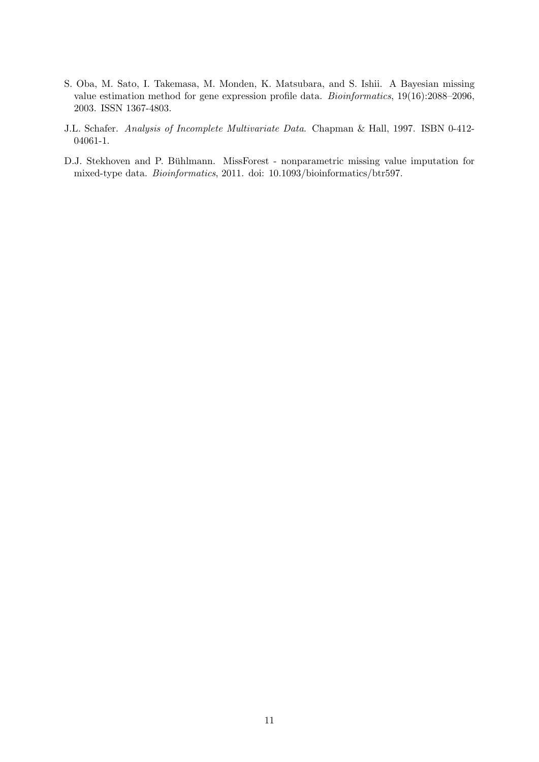S. Oba, M. Sato, I. Takemasa, M. Monden, K. Matsubara, and S. Ishii. A Bayesian missing value estimation method for gene expression profile data. *Bioinformatics*, 19(16):2088–2096, 2003. ISSN 1367-4803.

J.L. Schafer. *Analysis of Incomplete Multivariate Data*. Chapman & Hall, 1997. ISBN 0-412-04061-1.

D.J. Stekhoven and P. Bühlmann. MissForest - nonparametric missing value imputation for mixed-type data. *Bioinformatics*, 2011. doi: 10.1093/bioinformatics/btr597.